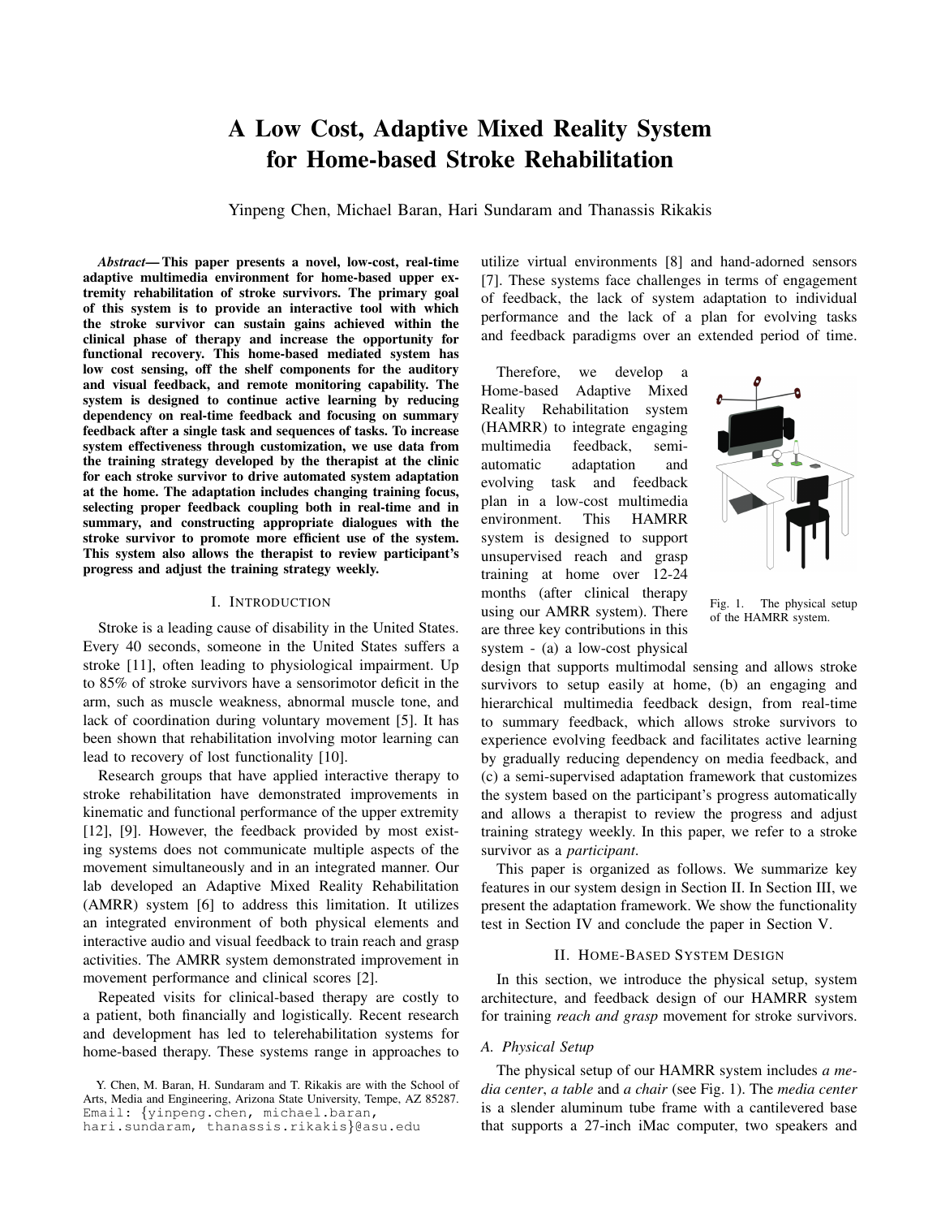# A Low Cost, Adaptive Mixed Reality System for Home-based Stroke Rehabilitation

Yinpeng Chen, Michael Baran, Hari Sundaram and Thanassis Rikakis

***Abstract*— This paper presents a novel, low-cost, real-time adaptive multimedia environment for home-based upper extremity rehabilitation of stroke survivors. The primary goal of this system is to provide an interactive tool with which the stroke survivor can sustain gains achieved within the clinical phase of therapy and increase the opportunity for functional recovery. This home-based mediated system has low cost sensing, off the shelf components for the auditory and visual feedback, and remote monitoring capability. The system is designed to continue active learning by reducing dependency on real-time feedback and focusing on summary feedback after a single task and sequences of tasks. To increase system effectiveness through customization, we use data from the training strategy developed by the therapist at the clinic for each stroke survivor to drive automated system adaptation at the home. The adaptation includes changing training focus, selecting proper feedback coupling both in real-time and in summary, and constructing appropriate dialogues with the stroke survivor to promote more efficient use of the system. This system also allows the therapist to review participant's progress and adjust the training strategy weekly.**

## I. Introduction

Stroke is a leading cause of disability in the United States. Every 40 seconds, someone in the United States suffers a stroke [11], often leading to physiological impairment. Up to 85% of stroke survivors have a sensorimotor deficit in the arm, such as muscle weakness, abnormal muscle tone, and lack of coordination during voluntary movement [5]. It has been shown that rehabilitation involving motor learning can lead to recovery of lost functionality [10].

Research groups that have applied interactive therapy to stroke rehabilitation have demonstrated improvements in kinematic and functional performance of the upper extremity [12], [9]. However, the feedback provided by most existing systems does not communicate multiple aspects of the movement simultaneously and in an integrated manner. Our lab developed an Adaptive Mixed Reality Rehabilitation (AMRR) system [6] to address this limitation. It utilizes an integrated environment of both physical elements and interactive audio and visual feedback to train reach and grasp activities. The AMRR system demonstrated improvement in movement performance and clinical scores [2].

Repeated visits for clinical-based therapy are costly to a patient, both financially and logistically. Recent research and development has led to telerehabilitation systems for home-based therapy. These systems range in approaches to utilize virtual environments [8] and hand-adorned sensors [7]. These systems face challenges in terms of engagement of feedback, the lack of system adaptation to individual performance and the lack of a plan for evolving tasks and feedback paradigms over an extended period of time.

Therefore, we develop a Home-based Adaptive Mixed Reality Rehabilitation system (HAMRR) to integrate engaging multimedia feedback, semi-automatic adaptation and evolving task and feedback plan in a low-cost multimedia environment. This HAMRR system is designed to support unsupervised reach and grasp training at home over 12-24 months (after clinical therapy using our AMRR system). There are three key contributions in this system - (a) a low-cost physical design that supports multimodal sensing and allows stroke survivors to setup easily at home, (b) an engaging and hierarchical multimedia feedback design, from real-time to summary feedback, which allows stroke survivors to experience evolving feedback and facilitates active learning by gradually reducing dependency on media feedback, and (c) a semi-supervised adaptation framework that customizes the system based on the participant's progress automatically and allows a therapist to review the progress and adjust training strategy weekly. In this paper, we refer to a stroke survivor as a *participant*.

Fig. 1. The physical setup of the HAMRR system.

This paper is organized as follows. We summarize key features in our system design in Section II. In Section III, we present the adaptation framework. We show the functionality test in Section IV and conclude the paper in Section V.

## II. Home-Based System Design

In this section, we introduce the physical setup, system architecture, and feedback design of our HAMRR system for training *reach and grasp* movement for stroke survivors.

### A. Physical Setup

The physical setup of our HAMRR system includes *a media center*, *a table* and *a chair* (see Fig. 1). The *media center* is a slender aluminum tube frame with a cantilevered base that supports a 27-inch iMac computer, two speakers and

Y. Chen, M. Baran, H. Sundaram and T. Rikakis are with the School of Arts, Media and Engineering, Arizona State University, Tempe, AZ 85287. Email: {yinpeng.chen, michael.baran, hari.sundaram, thanassis.rikakis}@asu.edu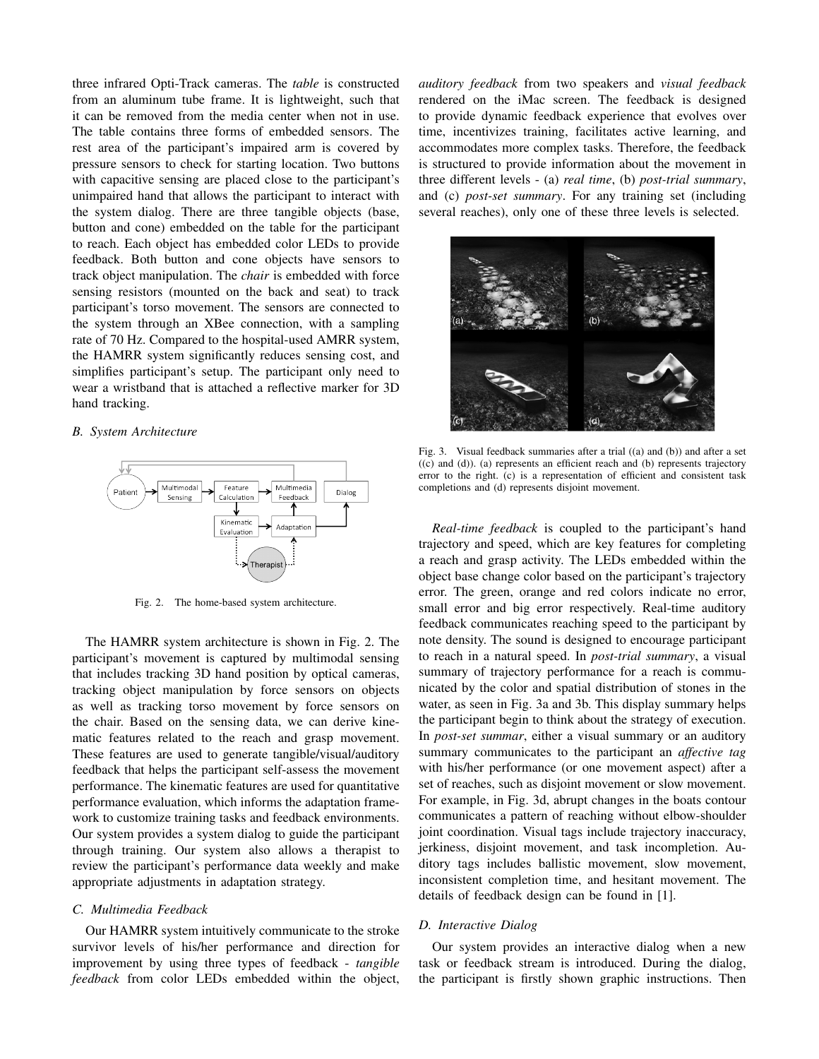three infrared Opti-Track cameras. The *table* is constructed from an aluminum tube frame. It is lightweight, such that it can be removed from the media center when not in use. The table contains three forms of embedded sensors. The rest area of the participant's impaired arm is covered by pressure sensors to check for starting location. Two buttons with capacitive sensing are placed close to the participant's unimpaired hand that allows the participant to interact with the system dialog. There are three tangible objects (base, button and cone) embedded on the table for the participant to reach. Each object has embedded color LEDs to provide feedback. Both button and cone objects have sensors to track object manipulation. The *chair* is embedded with force sensing resistors (mounted on the back and seat) to track participant's torso movement. The sensors are connected to the system through an XBee connection, with a sampling rate of 70 Hz. Compared to the hospital-used AMRR system, the HAMRR system significantly reduces sensing cost, and simplifies participant's setup. The participant only need to wear a wristband that is attached a reflective marker for 3D hand tracking.

### B. System Architecture

Fig. 2. The home-based system architecture.

The HAMRR system architecture is shown in Fig. 2. The participant's movement is captured by multimodal sensing that includes tracking 3D hand position by optical cameras, tracking object manipulation by force sensors on objects as well as tracking torso movement by force sensors on the chair. Based on the sensing data, we can derive kinematic features related to the reach and grasp movement. These features are used to generate tangible/visual/auditory feedback that helps the participant self-assess the movement performance. The kinematic features are used for quantitative performance evaluation, which informs the adaptation framework to customize training tasks and feedback environments. Our system provides a system dialog to guide the participant through training. Our system also allows a therapist to review the participant's performance data weekly and make appropriate adjustments in adaptation strategy.

### C. Multimedia Feedback

Our HAMRR system intuitively communicate to the stroke survivor levels of his/her performance and direction for improvement by using three types of feedback - *tangible feedback* from color LEDs embedded within the object, *auditory feedback* from two speakers and *visual feedback* rendered on the iMac screen. The feedback is designed to provide dynamic feedback experience that evolves over time, incentivizes training, facilitates active learning, and accommodates more complex tasks. Therefore, the feedback is structured to provide information about the movement in three different levels - (a) *real time*, (b) *post-trial summary*, and (c) *post-set summary*. For any training set (including several reaches), only one of these three levels is selected.

Fig. 3. Visual feedback summaries after a trial ((a) and (b)) and after a set ((c) and (d)). (a) represents an efficient reach and (b) represents trajectory error to the right. (c) is a representation of efficient and consistent task completions and (d) represents disjoint movement.

*Real-time feedback* is coupled to the participant's hand trajectory and speed, which are key features for completing a reach and grasp activity. The LEDs embedded within the object base change color based on the participant's trajectory error. The green, orange and red colors indicate no error, small error and big error respectively. Real-time auditory feedback communicates reaching speed to the participant by note density. The sound is designed to encourage participant to reach in a natural speed. In *post-trial summary*, a visual summary of trajectory performance for a reach is communicated by the color and spatial distribution of stones in the water, as seen in Fig. 3a and 3b. This display summary helps the participant begin to think about the strategy of execution. In *post-set summar*, either a visual summary or an auditory summary communicates to the participant an *affective tag* with his/her performance (or one movement aspect) after a set of reaches, such as disjoint movement or slow movement. For example, in Fig. 3d, abrupt changes in the boats contour communicates a pattern of reaching without elbow-shoulder joint coordination. Visual tags include trajectory inaccuracy, jerkiness, disjoint movement, and task incompletion. Auditory tags includes ballistic movement, slow movement, inconsistent completion time, and hesitant movement. The details of feedback design can be found in [1].

### D. Interactive Dialog

Our system provides an interactive dialog when a new task or feedback stream is introduced. During the dialog, the participant is firstly shown graphic instructions. Then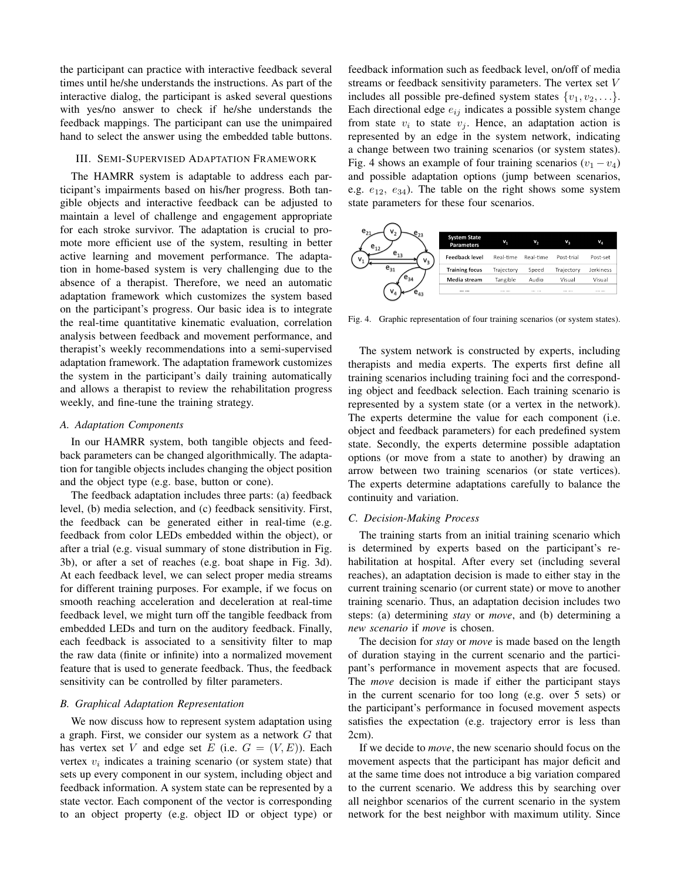the participant can practice with interactive feedback several times until he/she understands the instructions. As part of the interactive dialog, the participant is asked several questions with yes/no answer to check if he/she understands the feedback mappings. The participant can use the unimpaired hand to select the answer using the embedded table buttons.

## III. Semi-Supervised Adaptation Framework

The HAMRR system is adaptable to address each participant's impairments based on his/her progress. Both tangible objects and interactive feedback can be adjusted to maintain a level of challenge and engagement appropriate for each stroke survivor. The adaptation is crucial to promote more efficient use of the system, resulting in better active learning and movement performance. The adaptation in home-based system is very challenging due to the absence of a therapist. Therefore, we need an automatic adaptation framework which customizes the system based on the participant's progress. Our basic idea is to integrate the real-time quantitative kinematic evaluation, correlation analysis between feedback and movement performance, and therapist's weekly recommendations into a semi-supervised adaptation framework. The adaptation framework customizes the system in the participant's daily training automatically and allows a therapist to review the rehabilitation progress weekly, and fine-tune the training strategy.

### A. Adaptation Components

In our HAMRR system, both tangible objects and feedback parameters can be changed algorithmically. The adaptation for tangible objects includes changing the object position and the object type (e.g. base, button or cone).

The feedback adaptation includes three parts: (a) feedback level, (b) media selection, and (c) feedback sensitivity. First, the feedback can be generated either in real-time (e.g. feedback from color LEDs embedded within the object), or after a trial (e.g. visual summary of stone distribution in Fig. 3b), or after a set of reaches (e.g. boat shape in Fig. 3d). At each feedback level, we can select proper media streams for different training purposes. For example, if we focus on smooth reaching acceleration and deceleration at real-time feedback level, we might turn off the tangible feedback from embedded LEDs and turn on the auditory feedback. Finally, each feedback is associated to a sensitivity filter to map the raw data (finite or infinite) into a normalized movement feature that is used to generate feedback. Thus, the feedback sensitivity can be controlled by filter parameters.

### B. Graphical Adaptation Representation

We now discuss how to represent system adaptation using a graph. First, we consider our system as a network $G$ that has vertex set $V$ and edge set $E$ (i.e. $G = (V, E)$). Each vertex $v_i$ indicates a training scenario (or system state) that sets up every component in our system, including object and feedback information. A system state can be represented by a state vector. Each component of the vector is corresponding to an object property (e.g. object ID or object type) or feedback information such as feedback level, on/off of media streams or feedback sensitivity parameters. The vertex set $V$ includes all possible pre-defined system states $\{v_1, v_2, \ldots\}$. Each directional edge $e_{ij}$ indicates a possible system change from state $v_i$ to state $v_j$. Hence, an adaptation action is represented by an edge in the system network, indicating a change between two training scenarios (or system states). Fig. 4 shows an example of four training scenarios ($v_1 - v_4$) and possible adaptation options (jump between scenarios, e.g. $e_{12}$, $e_{34}$). The table on the right shows some system state parameters for these four scenarios.

| System State Parameters | $v_1$ | $v_2$ | $v_3$ | $v_4$ |
|---|---|---|---|---|
| Feedback level | Real-time | Real-time | Post-trial | Post-set |
| Training focus | Trajectory | Speed | Trajectory | Jerkiness |
| Media stream | Tangible | Audio | Visual | Visual |
| ... ... | ... ... | ... ... | ... ... | ... ... |

Fig. 4. Graphic representation of four training scenarios (or system states).

The system network is constructed by experts, including therapists and media experts. The experts first define all training scenarios including training foci and the corresponding object and feedback selection. Each training scenario is represented by a system state (or a vertex in the network). The experts determine the value for each component (i.e. object and feedback parameters) for each predefined system state. Secondly, the experts determine possible adaptation options (or move from a state to another) by drawing an arrow between two training scenarios (or state vertices). The experts determine adaptations carefully to balance the continuity and variation.

### C. Decision-Making Process

The training starts from an initial training scenario which is determined by experts based on the participant's rehabilitation at hospital. After every set (including several reaches), an adaptation decision is made to either stay in the current training scenario (or current state) or move to another training scenario. Thus, an adaptation decision includes two steps: (a) determining *stay* or *move*, and (b) determining a *new scenario* if *move* is chosen.

The decision for *stay* or *move* is made based on the length of duration staying in the current scenario and the participant's performance in movement aspects that are focused. The *move* decision is made if either the participant stays in the current scenario for too long (e.g. over 5 sets) or the participant's performance in focused movement aspects satisfies the expectation (e.g. trajectory error is less than 2cm).

If we decide to *move*, the new scenario should focus on the movement aspects that the participant has major deficit and at the same time does not introduce a big variation compared to the current scenario. We address this by searching over all neighbor scenarios of the current scenario in the system network for the best neighbor with maximum utility. Since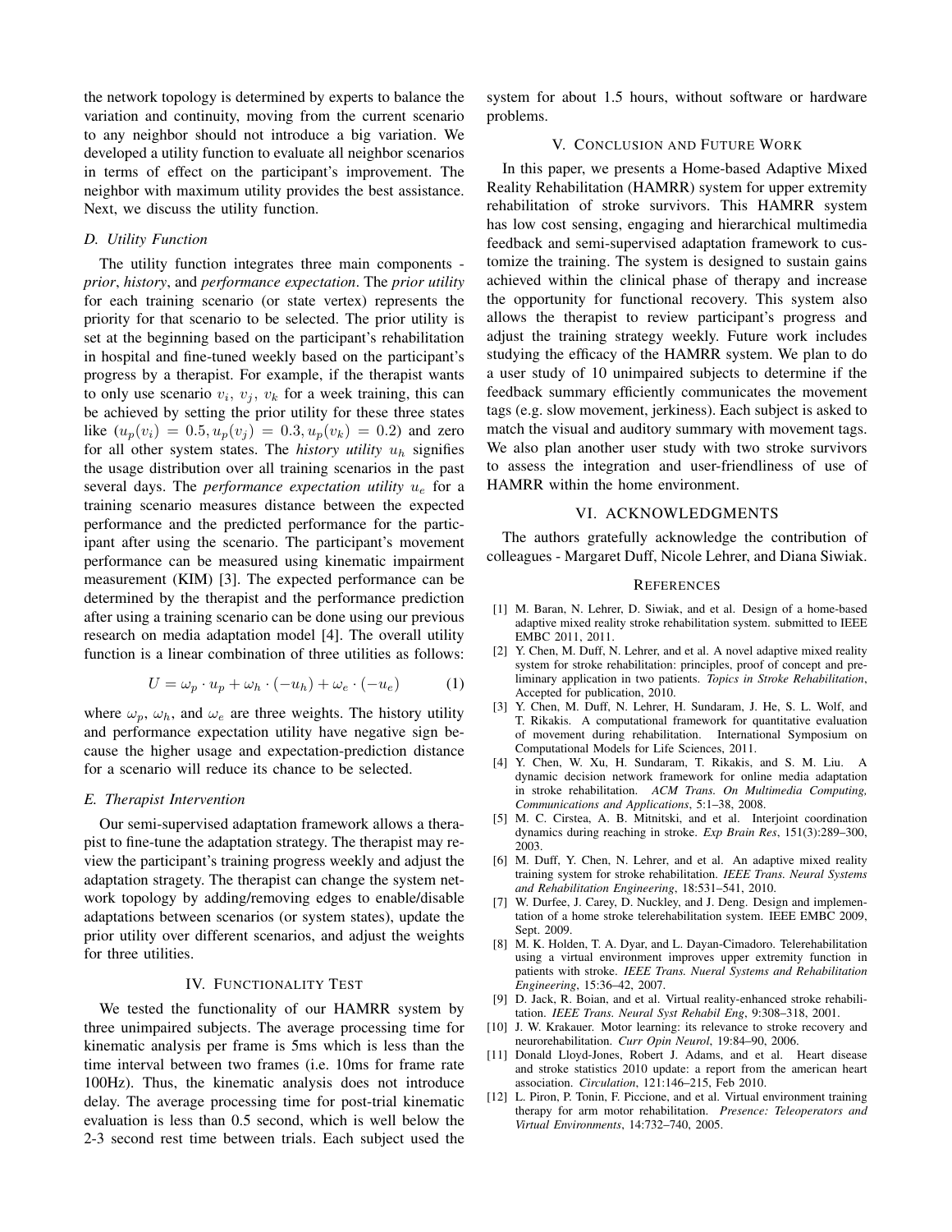the network topology is determined by experts to balance the variation and continuity, moving from the current scenario to any neighbor should not introduce a big variation. We developed a utility function to evaluate all neighbor scenarios in terms of effect on the participant's improvement. The neighbor with maximum utility provides the best assistance. Next, we discuss the utility function.

### *D. Utility Function*

The utility function integrates three main components - *prior*, *history*, and *performance expectation*. The *prior utility* for each training scenario (or state vertex) represents the priority for that scenario to be selected. The prior utility is set at the beginning based on the participant's rehabilitation in hospital and fine-tuned weekly based on the participant's progress by a therapist. For example, if the therapist wants to only use scenario $v_i$, $v_j$, $v_k$ for a week training, this can be achieved by setting the prior utility for these three states like $(u_p(v_i) = 0.5, u_p(v_j) = 0.3, u_p(v_k) = 0.2)$ and zero for all other system states. The *history utility* $u_h$ signifies the usage distribution over all training scenarios in the past several days. The *performance expectation utility* $u_e$ for a training scenario measures distance between the expected performance and the predicted performance for the participant after using the scenario. The participant's movement performance can be measured using kinematic impairment measurement (KIM) [3]. The expected performance can be determined by the therapist and the performance prediction after using a training scenario can be done using our previous research on media adaptation model [4]. The overall utility function is a linear combination of three utilities as follows:

$$U = \omega_p \cdot u_p + \omega_h \cdot (-u_h) + \omega_e \cdot (-u_e) \qquad (1)$$

where $\omega_p$, $\omega_h$, and $\omega_e$ are three weights. The history utility and performance expectation utility have negative sign because the higher usage and expectation-prediction distance for a scenario will reduce its chance to be selected.

### *E. Therapist Intervention*

Our semi-supervised adaptation framework allows a therapist to fine-tune the adaptation strategy. The therapist may review the participant's training progress weekly and adjust the adaptation stragety. The therapist can change the system network topology by adding/removing edges to enable/disable adaptations between scenarios (or system states), update the prior utility over different scenarios, and adjust the weights for three utilities.

## IV. Functionality Test

We tested the functionality of our HAMRR system by three unimpaired subjects. The average processing time for kinematic analysis per frame is 5ms which is less than the time interval between two frames (i.e. 10ms for frame rate 100Hz). Thus, the kinematic analysis does not introduce delay. The average processing time for post-trial kinematic evaluation is less than 0.5 second, which is well below the 2-3 second rest time between trials. Each subject used the system for about 1.5 hours, without software or hardware problems.

## V. Conclusion and Future Work

In this paper, we presents a Home-based Adaptive Mixed Reality Rehabilitation (HAMRR) system for upper extremity rehabilitation of stroke survivors. This HAMRR system has low cost sensing, engaging and hierarchical multimedia feedback and semi-supervised adaptation framework to customize the training. The system is designed to sustain gains achieved within the clinical phase of therapy and increase the opportunity for functional recovery. This system also allows the therapist to review participant's progress and adjust the training strategy weekly. Future work includes studying the efficacy of the HAMRR system. We plan to do a user study of 10 unimpaired subjects to determine if the feedback summary efficiently communicates the movement tags (e.g. slow movement, jerkiness). Each subject is asked to match the visual and auditory summary with movement tags. We also plan another user study with two stroke survivors to assess the integration and user-friendliness of use of HAMRR within the home environment.

## VI. Acknowledgments

The authors gratefully acknowledge the contribution of colleagues - Margaret Duff, Nicole Lehrer, and Diana Siwiak.

## References

[1] M. Baran, N. Lehrer, D. Siwiak, and et al. Design of a home-based adaptive mixed reality stroke rehabilitation system. submitted to IEEE EMBC 2011, 2011.

[2] Y. Chen, M. Duff, N. Lehrer, and et al. A novel adaptive mixed reality system for stroke rehabilitation: principles, proof of concept and preliminary application in two patients. *Topics in Stroke Rehabilitation*, Accepted for publication, 2010.

[3] Y. Chen, M. Duff, N. Lehrer, H. Sundaram, J. He, S. L. Wolf, and T. Rikakis. A computational framework for quantitative evaluation of movement during rehabilitation. International Symposium on Computational Models for Life Sciences, 2011.

[4] Y. Chen, W. Xu, H. Sundaram, T. Rikakis, and S. M. Liu. A dynamic decision network framework for online media adaptation in stroke rehabilitation. *ACM Trans. On Multimedia Computing, Communications and Applications*, 5:1–38, 2008.

[5] M. C. Cirstea, A. B. Mitnitski, and et al. Interjoint coordination dynamics during reaching in stroke. *Exp Brain Res*, 151(3):289–300, 2003.

[6] M. Duff, Y. Chen, N. Lehrer, and et al. An adaptive mixed reality training system for stroke rehabilitation. *IEEE Trans. Neural Systems and Rehabilitation Engineering*, 18:531–541, 2010.

[7] W. Durfee, J. Carey, D. Nuckley, and J. Deng. Design and implementation of a home stroke telerehabilitation system. IEEE EMBC 2009, Sept. 2009.

[8] M. K. Holden, T. A. Dyar, and L. Dayan-Cimadoro. Telerehabilitation using a virtual environment improves upper extremity function in patients with stroke. *IEEE Trans. Nueral Systems and Rehabilitation Engineering*, 15:36–42, 2007.

[9] D. Jack, R. Boian, and et al. Virtual reality-enhanced stroke rehabilitation. *IEEE Trans. Neural Syst Rehabil Eng*, 9:308–318, 2001.

[10] J. W. Krakauer. Motor learning: its relevance to stroke recovery and neurorehabilitation. *Curr Opin Neurol*, 19:84–90, 2006.

[11] Donald Lloyd-Jones, Robert J. Adams, and et al. Heart disease and stroke statistics 2010 update: a report from the american heart association. *Circulation*, 121:146–215, Feb 2010.

[12] L. Piron, P. Tonin, F. Piccione, and et al. Virtual environment training therapy for arm motor rehabilitation. *Presence: Teleoperators and Virtual Environments*, 14:732–740, 2005.